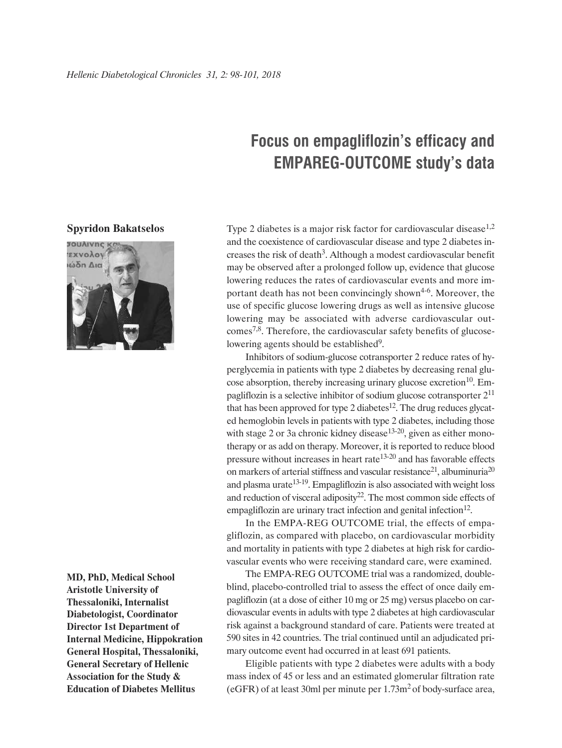# Focus on empagliflozin's efficacy and EMPAREG-OUTCOME study's data

**Spyridon Bakatselos**

**MD, PhD, Medical School Aristotle University of Thessaloniki, Internalist Diabetologist, Coordinator Director 1st Department of Internal Medicine, Hippokration General Hospital, Thessaloniki, General Secretary of Hellenic Association for the Study & Education of Diabetes Mellitus**

Type 2 diabetes is a major risk factor for cardiovascular disease[1,2] and the coexistence of cardiovascular disease and type 2 diabetes increases the risk of death[3]. Although a modest cardiovascular benefit may be observed after a prolonged follow up, evidence that glucose lowering reduces the rates of cardiovascular events and more important death has not been convincingly shown[4-6]. Moreover, the use of specific glucose lowering drugs as well as intensive glucose lowering may be associated with adverse cardiovascular outcomes[7,8]. Therefore, the cardiovascular safety benefits of glucose-lowering agents should be established[9].

Inhibitors of sodium-glucose cotransporter 2 reduce rates of hyperglycemia in patients with type 2 diabetes by decreasing renal glucose absorption, thereby increasing urinary glucose excretion[10]. Empagliflozin is a selective inhibitor of sodium glucose cotransporter 2[11] that has been approved for type 2 diabetes[12]. The drug reduces glycated hemoglobin levels in patients with type 2 diabetes, including those with stage 2 or 3a chronic kidney disease[13-20], given as either monotherapy or as add on therapy. Moreover, it is reported to reduce blood pressure without increases in heart rate[13-20] and has favorable effects on markers of arterial stiffness and vascular resistance[21], albuminuria[20] and plasma urate[13-19]. Empagliflozin is also associated with weight loss and reduction of visceral adiposity[22]. The most common side effects of empagliflozin are urinary tract infection and genital infection[12].

In the EMPA-REG OUTCOME trial, the effects of empagliflozin, as compared with placebo, on cardiovascular morbidity and mortality in patients with type 2 diabetes at high risk for cardiovascular events who were receiving standard care, were examined.

The EMPA-REG OUTCOME trial was a randomized, double-blind, placebo-controlled trial to assess the effect of once daily empagliflozin (at a dose of either 10 mg or 25 mg) versus placebo on cardiovascular events in adults with type 2 diabetes at high cardiovascular risk against a background standard of care. Patients were treated at 590 sites in 42 countries. The trial continued until an adjudicated primary outcome event had occurred in at least 691 patients.

Eligible patients with type 2 diabetes were adults with a body mass index of 45 or less and an estimated glomerular filtration rate (eGFR) of at least 30ml per minute per $1.73m^2$ of body-surface area,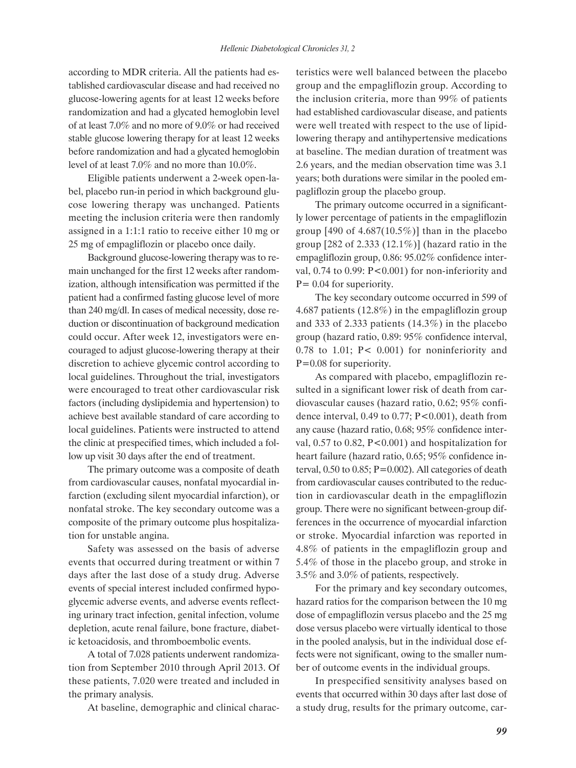according to MDR criteria. All the patients had established cardiovascular disease and had received no glucose-lowering agents for at least 12 weeks before randomization and had a glycated hemoglobin level of at least 7.0% and no more of 9.0% or had received stable glucose lowering therapy for at least 12 weeks before randomization and had a glycated hemoglobin level of at least 7.0% and no more than 10.0%.

Eligible patients underwent a 2-week open-label, placebo run-in period in which background glucose lowering therapy was unchanged. Patients meeting the inclusion criteria were then randomly assigned in a 1:1:1 ratio to receive either 10 mg or 25 mg of empagliflozin or placebo once daily.

Background glucose-lowering therapy was to remain unchanged for the first 12 weeks after randomization, although intensification was permitted if the patient had a confirmed fasting glucose level of more than 240 mg/dl. In cases of medical necessity, dose reduction or discontinuation of background medication could occur. After week 12, investigators were encouraged to adjust glucose-lowering therapy at their discretion to achieve glycemic control according to local guidelines. Throughout the trial, investigators were encouraged to treat other cardiovascular risk factors (including dyslipidemia and hypertension) to achieve best available standard of care according to local guidelines. Patients were instructed to attend the clinic at prespecified times, which included a follow up visit 30 days after the end of treatment.

The primary outcome was a composite of death from cardiovascular causes, nonfatal myocardial infarction (excluding silent myocardial infarction), or nonfatal stroke. The key secondary outcome was a composite of the primary outcome plus hospitalization for unstable angina.

Safety was assessed on the basis of adverse events that occurred during treatment or within 7 days after the last dose of a study drug. Adverse events of special interest included confirmed hypoglycemic adverse events, and adverse events reflecting urinary tract infection, genital infection, volume depletion, acute renal failure, bone fracture, diabetic ketoacidosis, and thromboembolic events.

A total of 7.028 patients underwent randomization from September 2010 through April 2013. Of these patients, 7.020 were treated and included in the primary analysis.

At baseline, demographic and clinical characteristics were well balanced between the placebo group and the empagliflozin group. According to the inclusion criteria, more than 99% of patients had established cardiovascular disease, and patients were well treated with respect to the use of lipid-lowering therapy and antihypertensive medications at baseline. The median duration of treatment was 2.6 years, and the median observation time was 3.1 years; both durations were similar in the pooled empagliflozin group the placebo group.

The primary outcome occurred in a significantly lower percentage of patients in the empagliflozin group [490 of 4.687(10.5%)] than in the placebo group [282 of 2.333 (12.1%)] (hazard ratio in the empagliflozin group, 0.86: 95.02% confidence interval, 0.74 to 0.99: $P<0.001$) for non-inferiority and $P= 0.04$ for superiority.

The key secondary outcome occurred in 599 of 4.687 patients (12.8%) in the empagliflozin group and 333 of 2.333 patients (14.3%) in the placebo group (hazard ratio, 0.89: 95% confidence interval, 0.78 to 1.01; $P< 0.001$) for noninferiority and $P=0.08$ for superiority.

As compared with placebo, empagliflozin resulted in a significant lower risk of death from cardiovascular causes (hazard ratio, 0.62; 95% confidence interval, 0.49 to 0.77; $P<0.001$), death from any cause (hazard ratio, 0.68; 95% confidence interval, 0.57 to 0.82, $P<0.001$) and hospitalization for heart failure (hazard ratio, 0.65; 95% confidence interval, 0.50 to 0.85; $P=0.002$). All categories of death from cardiovascular causes contributed to the reduction in cardiovascular death in the empagliflozin group. There were no significant between-group differences in the occurrence of myocardial infarction or stroke. Myocardial infarction was reported in 4.8% of patients in the empagliflozin group and 5.4% of those in the placebo group, and stroke in 3.5% and 3.0% of patients, respectively.

For the primary and key secondary outcomes, hazard ratios for the comparison between the 10 mg dose of empagliflozin versus placebo and the 25 mg dose versus placebo were virtually identical to those in the pooled analysis, but in the individual dose effects were not significant, owing to the smaller number of outcome events in the individual groups.

In prespecified sensitivity analyses based on events that occurred within 30 days after last dose of a study drug, results for the primary outcome, car-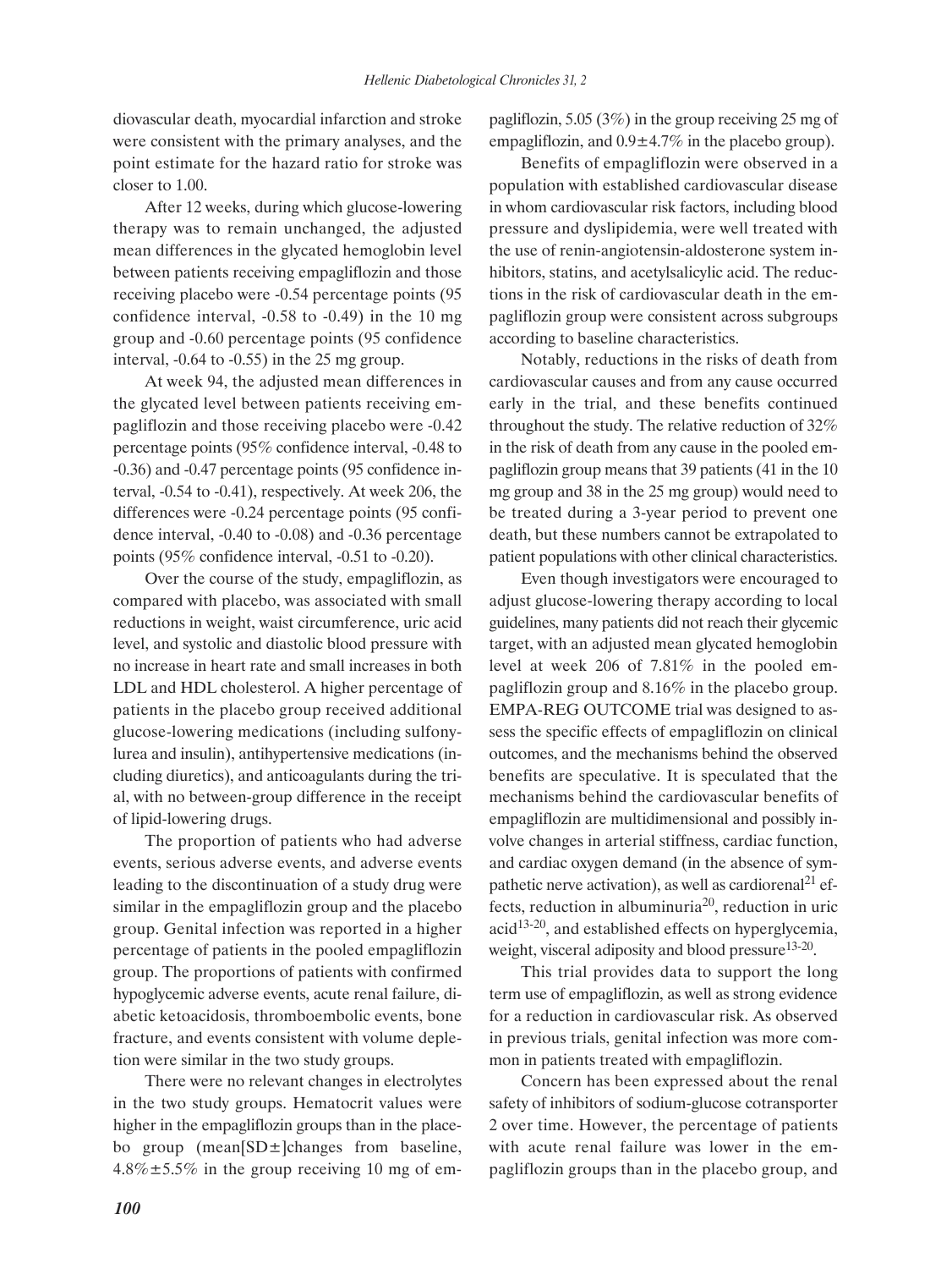diovascular death, myocardial infarction and stroke were consistent with the primary analyses, and the point estimate for the hazard ratio for stroke was closer to 1.00.

After 12 weeks, during which glucose-lowering therapy was to remain unchanged, the adjusted mean differences in the glycated hemoglobin level between patients receiving empagliflozin and those receiving placebo were -0.54 percentage points (95 confidence interval, -0.58 to -0.49) in the 10 mg group and -0.60 percentage points (95 confidence interval, -0.64 to -0.55) in the 25 mg group.

At week 94, the adjusted mean differences in the glycated level between patients receiving empagliflozin and those receiving placebo were -0.42 percentage points (95% confidence interval, -0.48 to -0.36) and -0.47 percentage points (95 confidence interval, -0.54 to -0.41), respectively. At week 206, the differences were -0.24 percentage points (95 confidence interval, -0.40 to -0.08) and -0.36 percentage points (95% confidence interval, -0.51 to -0.20).

Over the course of the study, empagliflozin, as compared with placebo, was associated with small reductions in weight, waist circumference, uric acid level, and systolic and diastolic blood pressure with no increase in heart rate and small increases in both LDL and HDL cholesterol. A higher percentage of patients in the placebo group received additional glucose-lowering medications (including sulfonylurea and insulin), antihypertensive medications (including diuretics), and anticoagulants during the trial, with no between-group difference in the receipt of lipid-lowering drugs.

The proportion of patients who had adverse events, serious adverse events, and adverse events leading to the discontinuation of a study drug were similar in the empagliflozin group and the placebo group. Genital infection was reported in a higher percentage of patients in the pooled empagliflozin group. The proportions of patients with confirmed hypoglycemic adverse events, acute renal failure, diabetic ketoacidosis, thromboembolic events, bone fracture, and events consistent with volume depletion were similar in the two study groups.

There were no relevant changes in electrolytes in the two study groups. Hematocrit values were higher in the empagliflozin groups than in the placebo group (mean[SD±]changes from baseline, 4.8%±5.5% in the group receiving 10 mg of empagliflozin, 5.05 (3%) in the group receiving 25 mg of empagliflozin, and 0.9±4.7% in the placebo group).

Benefits of empagliflozin were observed in a population with established cardiovascular disease in whom cardiovascular risk factors, including blood pressure and dyslipidemia, were well treated with the use of renin-angiotensin-aldosterone system inhibitors, statins, and acetylsalicylic acid. The reductions in the risk of cardiovascular death in the empagliflozin group were consistent across subgroups according to baseline characteristics.

Notably, reductions in the risks of death from cardiovascular causes and from any cause occurred early in the trial, and these benefits continued throughout the study. The relative reduction of 32% in the risk of death from any cause in the pooled empagliflozin group means that 39 patients (41 in the 10 mg group and 38 in the 25 mg group) would need to be treated during a 3-year period to prevent one death, but these numbers cannot be extrapolated to patient populations with other clinical characteristics.

Even though investigators were encouraged to adjust glucose-lowering therapy according to local guidelines, many patients did not reach their glycemic target, with an adjusted mean glycated hemoglobin level at week 206 of 7.81% in the pooled empagliflozin group and 8.16% in the placebo group. EMPA-REG OUTCOME trial was designed to assess the specific effects of empagliflozin on clinical outcomes, and the mechanisms behind the observed benefits are speculative. It is speculated that the mechanisms behind the cardiovascular benefits of empagliflozin are multidimensional and possibly involve changes in arterial stiffness, cardiac function, and cardiac oxygen demand (in the absence of sympathetic nerve activation), as well as cardiorenal[21] effects, reduction in albuminuria[20], reduction in uric acid[13-20], and established effects on hyperglycemia, weight, visceral adiposity and blood pressure[13-20].

This trial provides data to support the long term use of empagliflozin, as well as strong evidence for a reduction in cardiovascular risk. As observed in previous trials, genital infection was more common in patients treated with empagliflozin.

Concern has been expressed about the renal safety of inhibitors of sodium-glucose cotransporter 2 over time. However, the percentage of patients with acute renal failure was lower in the empagliflozin groups than in the placebo group, and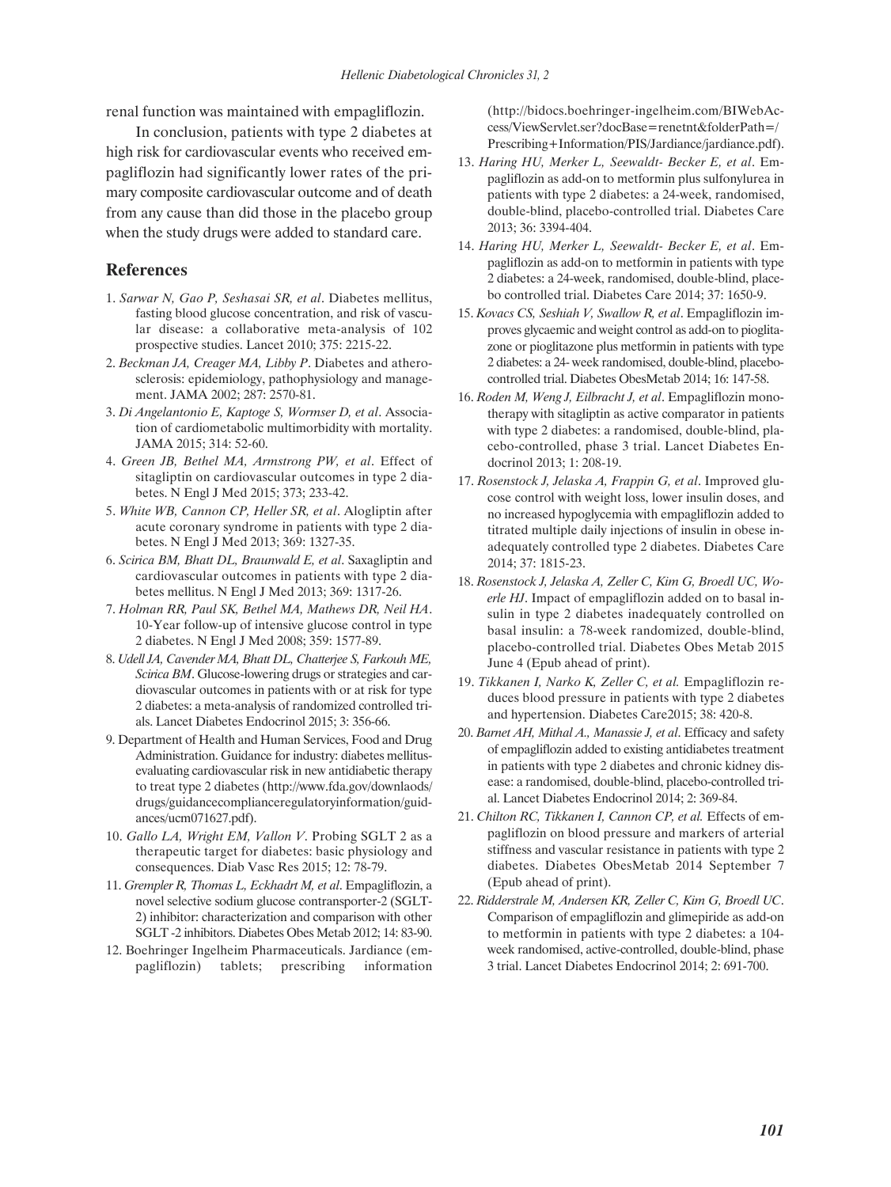renal function was maintained with empagliflozin.

In conclusion, patients with type 2 diabetes at high risk for cardiovascular events who received empagliflozin had significantly lower rates of the primary composite cardiovascular outcome and of death from any cause than did those in the placebo group when the study drugs were added to standard care.

## References

1. *Sarwar N, Gao P, Seshasai SR, et al*. Diabetes mellitus, fasting blood glucose concentration, and risk of vascular disease: a collaborative meta-analysis of 102 prospective studies. Lancet 2010; 375: 2215-22.
2. *Beckman JA, Creager MA, Libby P*. Diabetes and atherosclerosis: epidemiology, pathophysiology and management. JAMA 2002; 287: 2570-81.
3. *Di Angelantonio E, Kaptoge S, Wormser D, et al*. Association of cardiometabolic multimorbidity with mortality. JAMA 2015; 314: 52-60.
4. *Green JB, Bethel MA, Armstrong PW, et al*. Effect of sitagliptin on cardiovascular outcomes in type 2 diabetes. N Engl J Med 2015; 373; 233-42.
5. *White WB, Cannon CP, Heller SR, et al*. Alogliptin after acute coronary syndrome in patients with type 2 diabetes. N Engl J Med 2013; 369: 1327-35.
6. *Scirica BM, Bhatt DL, Braunwald E, et al*. Saxagliptin and cardiovascular outcomes in patients with type 2 diabetes mellitus. N Engl J Med 2013; 369: 1317-26.
7. *Holman RR, Paul SK, Bethel MA, Mathews DR, Neil HA*. 10-Year follow-up of intensive glucose control in type 2 diabetes. N Engl J Med 2008; 359: 1577-89.
8. *Udell JA, Cavender MA, Bhatt DL, Chatterjee S, Farkouh ME, Scirica BM*. Glucose-lowering drugs or strategies and cardiovascular outcomes in patients with or at risk for type 2 diabetes: a meta-analysis of randomized controlled trials. Lancet Diabetes Endocrinol 2015; 3: 356-66.
9. Department of Health and Human Services, Food and Drug Administration. Guidance for industry: diabetes mellitus-evaluating cardiovascular risk in new antidiabetic therapy to treat type 2 diabetes (http://www.fda.gov/downlaods/drugs/guidancecomplianceregulatoryinformation/guidances/ucm071627.pdf).
10. *Gallo LA, Wright EM, Vallon V*. Probing SGLT 2 as a therapeutic target for diabetes: basic physiology and consequences. Diab Vasc Res 2015; 12: 78-79.
11. *Grempler R, Thomas L, Eckhadrt M, et al*. Empagliflozin, a novel selective sodium glucose contransporter-2 (SGLT-2) inhibitor: characterization and comparison with other SGLT -2 inhibitors. Diabetes Obes Metab 2012; 14: 83-90.
12. Boehringer Ingelheim Pharmaceuticals. Jardiance (empagliflozin) tablets; prescribing information (http://bidocs.boehringer-ingelheim.com/BIWebAccess/ViewServlet.ser?docBase=renetnt&folderPath=/Prescribing+Information/PIS/Jardiance/jardiance.pdf).
13. *Haring HU, Merker L, Seewaldt- Becker E, et al*. Empagliflozin as add-on to metformin plus sulfonylurea in patients with type 2 diabetes: a 24-week, randomised, double-blind, placebo-controlled trial. Diabetes Care 2013; 36: 3394-404.
14. *Haring HU, Merker L, Seewaldt- Becker E, et al*. Empagliflozin as add-on to metformin in patients with type 2 diabetes: a 24-week, randomised, double-blind, placebo controlled trial. Diabetes Care 2014; 37: 1650-9.
15. *Kovacs CS, Seshiah V, Swallow R, et al*. Empagliflozin improves glycaemic and weight control as add-on to pioglitazone or pioglitazone plus metformin in patients with type 2 diabetes: a 24- week randomised, double-blind, placebo-controlled trial. Diabetes ObesMetab 2014; 16: 147-58.
16. *Roden M, Weng J, Eilbracht J, et al*. Empagliflozin monotherapy with sitagliptin as active comparator in patients with type 2 diabetes: a randomised, double-blind, placebo-controlled, phase 3 trial. Lancet Diabetes Endocrinol 2013; 1: 208-19.
17. *Rosenstock J, Jelaska A, Frappin G, et al*. Improved glucose control with weight loss, lower insulin doses, and no increased hypoglycemia with empagliflozin added to titrated multiple daily injections of insulin in obese inadequately controlled type 2 diabetes. Diabetes Care 2014; 37: 1815-23.
18. *Rosenstock J, Jelaska A, Zeller C, Kim G, Broedl UC, Woerle HJ*. Impact of empagliflozin added on to basal insulin in type 2 diabetes inadequately controlled on basal insulin: a 78-week randomized, double-blind, placebo-controlled trial. Diabetes Obes Metab 2015 June 4 (Epub ahead of print).
19. *Tikkanen I, Narko K, Zeller C, et al.* Empagliflozin reduces blood pressure in patients with type 2 diabetes and hypertension. Diabetes Care2015; 38: 420-8.
20. *Barnet AH, Mithal A., Manassie J, et al*. Efficacy and safety of empagliflozin added to existing antidiabetes treatment in patients with type 2 diabetes and chronic kidney disease: a randomised, double-blind, placebo-controlled trial. Lancet Diabetes Endocrinol 2014; 2: 369-84.
21. *Chilton RC, Tikkanen I, Cannon CP, et al.* Effects of empagliflozin on blood pressure and markers of arterial stiffness and vascular resistance in patients with type 2 diabetes. Diabetes ObesMetab 2014 September 7 (Epub ahead of print).
22. *Ridderstrale M, Andersen KR, Zeller C, Kim G, Broedl UC*. Comparison of empagliflozin and glimepiride as add-on to metformin in patients with type 2 diabetes: a 104-week randomised, active-controlled, double-blind, phase 3 trial. Lancet Diabetes Endocrinol 2014; 2: 691-700.